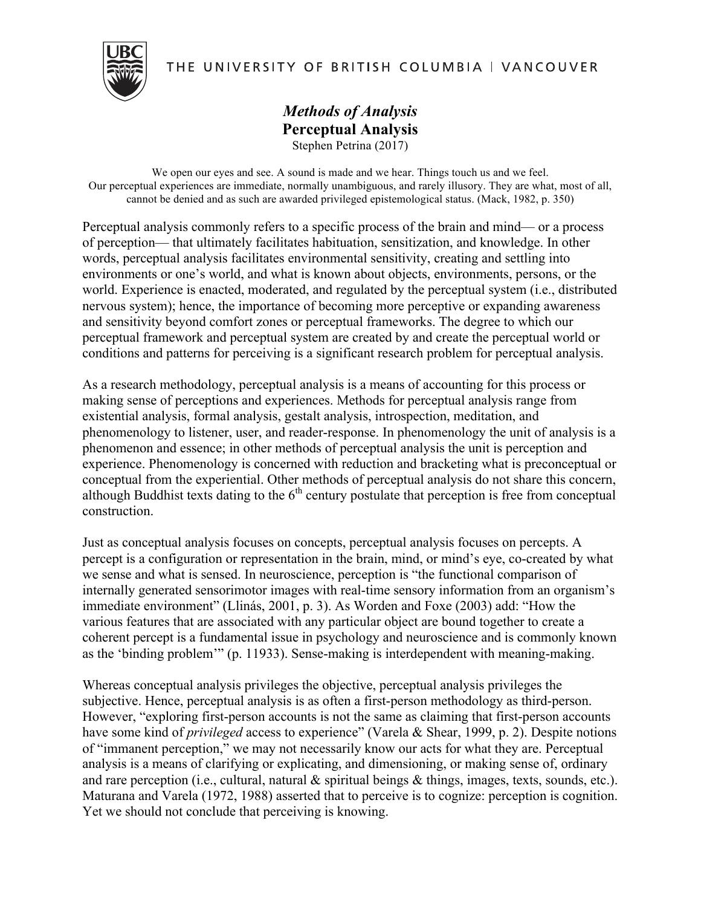THE UNIVERSITY OF BRITISH COLUMBIA | VANCOUVER

# *Methods of Analysis*
## Perceptual Analysis

Stephen Petrina (2017)

> We open our eyes and see. A sound is made and we hear. Things touch us and we feel. Our perceptual experiences are immediate, normally unambiguous, and rarely illusory. They are what, most of all, cannot be denied and as such are awarded privileged epistemological status. (Mack, 1982, p. 350)

Perceptual analysis commonly refers to a specific process of the brain and mind— or a process of perception— that ultimately facilitates habituation, sensitization, and knowledge. In other words, perceptual analysis facilitates environmental sensitivity, creating and settling into environments or one's world, and what is known about objects, environments, persons, or the world. Experience is enacted, moderated, and regulated by the perceptual system (i.e., distributed nervous system); hence, the importance of becoming more perceptive or expanding awareness and sensitivity beyond comfort zones or perceptual frameworks. The degree to which our perceptual framework and perceptual system are created by and create the perceptual world or conditions and patterns for perceiving is a significant research problem for perceptual analysis.

As a research methodology, perceptual analysis is a means of accounting for this process or making sense of perceptions and experiences. Methods for perceptual analysis range from existential analysis, formal analysis, gestalt analysis, introspection, meditation, and phenomenology to listener, user, and reader-response. In phenomenology the unit of analysis is a phenomenon and essence; in other methods of perceptual analysis the unit is perception and experience. Phenomenology is concerned with reduction and bracketing what is preconceptual or conceptual from the experiential. Other methods of perceptual analysis do not share this concern, although Buddhist texts dating to the 6th century postulate that perception is free from conceptual construction.

Just as conceptual analysis focuses on concepts, perceptual analysis focuses on percepts. A percept is a configuration or representation in the brain, mind, or mind's eye, co-created by what we sense and what is sensed. In neuroscience, perception is "the functional comparison of internally generated sensorimotor images with real-time sensory information from an organism's immediate environment" (Llinás, 2001, p. 3). As Worden and Foxe (2003) add: "How the various features that are associated with any particular object are bound together to create a coherent percept is a fundamental issue in psychology and neuroscience and is commonly known as the 'binding problem'" (p. 11933). Sense-making is interdependent with meaning-making.

Whereas conceptual analysis privileges the objective, perceptual analysis privileges the subjective. Hence, perceptual analysis is as often a first-person methodology as third-person. However, "exploring first-person accounts is not the same as claiming that first-person accounts have some kind of *privileged* access to experience" (Varela & Shear, 1999, p. 2). Despite notions of "immanent perception," we may not necessarily know our acts for what they are. Perceptual analysis is a means of clarifying or explicating, and dimensioning, or making sense of, ordinary and rare perception (i.e., cultural, natural & spiritual beings & things, images, texts, sounds, etc.). Maturana and Varela (1972, 1988) asserted that to perceive is to cognize: perception is cognition. Yet we should not conclude that perceiving is knowing.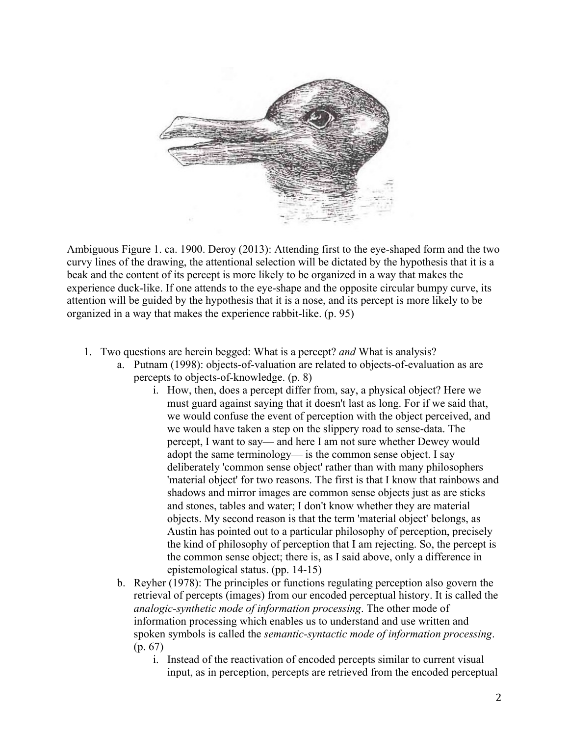Ambiguous Figure 1. ca. 1900. Deroy (2013): Attending first to the eye-shaped form and the two curvy lines of the drawing, the attentional selection will be dictated by the hypothesis that it is a beak and the content of its percept is more likely to be organized in a way that makes the experience duck-like. If one attends to the eye-shape and the opposite circular bumpy curve, its attention will be guided by the hypothesis that it is a nose, and its percept is more likely to be organized in a way that makes the experience rabbit-like. (p. 95)

1. Two questions are herein begged: What is a percept? *and* What is analysis?
   a. Putnam (1998): objects-of-valuation are related to objects-of-evaluation as are percepts to objects-of-knowledge. (p. 8)
      i. How, then, does a percept differ from, say, a physical object? Here we must guard against saying that it doesn't last as long. For if we said that, we would confuse the event of perception with the object perceived, and we would have taken a step on the slippery road to sense-data. The percept, I want to say— and here I am not sure whether Dewey would adopt the same terminology— is the common sense object. I say deliberately 'common sense object' rather than with many philosophers 'material object' for two reasons. The first is that I know that rainbows and shadows and mirror images are common sense objects just as are sticks and stones, tables and water; I don't know whether they are material objects. My second reason is that the term 'material object' belongs, as Austin has pointed out to a particular philosophy of perception, precisely the kind of philosophy of perception that I am rejecting. So, the percept is the common sense object; there is, as I said above, only a difference in epistemological status. (pp. 14-15)
   b. Reyher (1978): The principles or functions regulating perception also govern the retrieval of percepts (images) from our encoded perceptual history. It is called the *analogic-synthetic mode of information processing*. The other mode of information processing which enables us to understand and use written and spoken symbols is called the *semantic-syntactic mode of information processing*. (p. 67)
      i. Instead of the reactivation of encoded percepts similar to current visual input, as in perception, percepts are retrieved from the encoded perceptual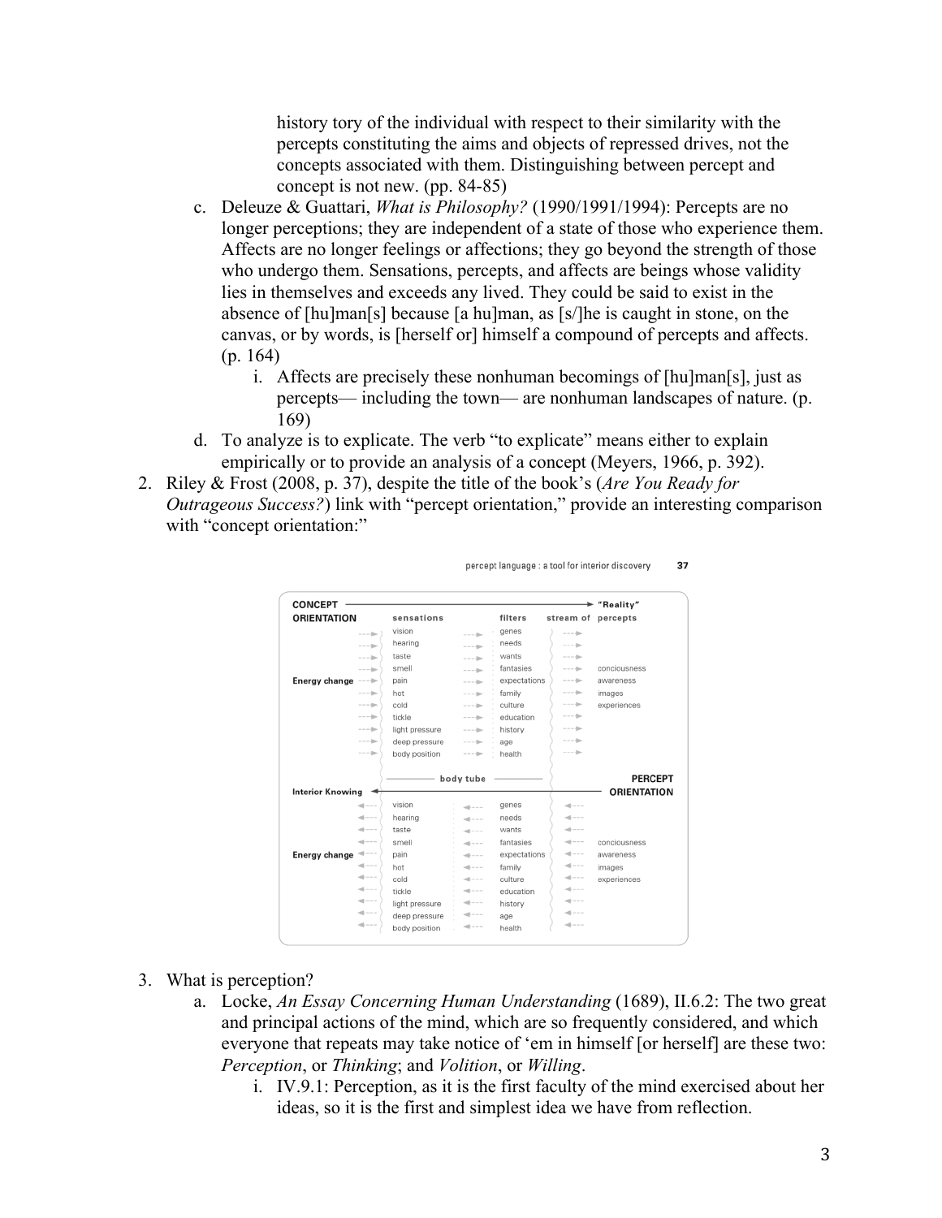history tory of the individual with respect to their similarity with the percepts constituting the aims and objects of repressed drives, not the concepts associated with them. Distinguishing between percept and concept is not new. (pp. 84-85)

   c. Deleuze & Guattari, *What is Philosophy?* (1990/1991/1994): Percepts are no longer perceptions; they are independent of a state of those who experience them. Affects are no longer feelings or affections; they go beyond the strength of those who undergo them. Sensations, percepts, and affects are beings whose validity lies in themselves and exceeds any lived. They could be said to exist in the absence of [hu]man[s] because [a hu]man, as [s/]he is caught in stone, on the canvas, or by words, is [herself or] himself a compound of percepts and affects. (p. 164)
      i. Affects are precisely these nonhuman becomings of [hu]man[s], just as percepts— including the town— are nonhuman landscapes of nature. (p. 169)
   d. To analyze is to explicate. The verb "to explicate" means either to explain empirically or to provide an analysis of a concept (Meyers, 1966, p. 392).

2. Riley & Frost (2008, p. 37), despite the title of the book's (*Are You Ready for Outrageous Success?*) link with "percept orientation," provide an interesting comparison with "concept orientation:"

percept language : a tool for interior discovery 37

CONCEPT ORIENTATION

"Reality"

sensations

filters

stream of percepts

vision, hearing, taste, smell, pain, hot, cold, tickle, light pressure, deep pressure, body position

genes, needs, wants, fantasies, expectations, family, culture, education, history, age, health

conciousness, awareness, images, experiences

Energy change

body tube

Interior Knowing

PERCEPT ORIENTATION

vision, hearing, taste, smell, pain, hot, cold, tickle, light pressure, deep pressure, body position

genes, needs, wants, fantasies, expectations, family, culture, education, history, age, health

conciousness, awareness, images, experiences

Energy change

3. What is perception?
   a. Locke, *An Essay Concerning Human Understanding* (1689), II.6.2: The two great and principal actions of the mind, which are so frequently considered, and which everyone that repeats may take notice of 'em in himself [or herself] are these two: *Perception*, or *Thinking*; and *Volition*, or *Willing*.
      i. IV.9.1: Perception, as it is the first faculty of the mind exercised about her ideas, so it is the first and simplest idea we have from reflection.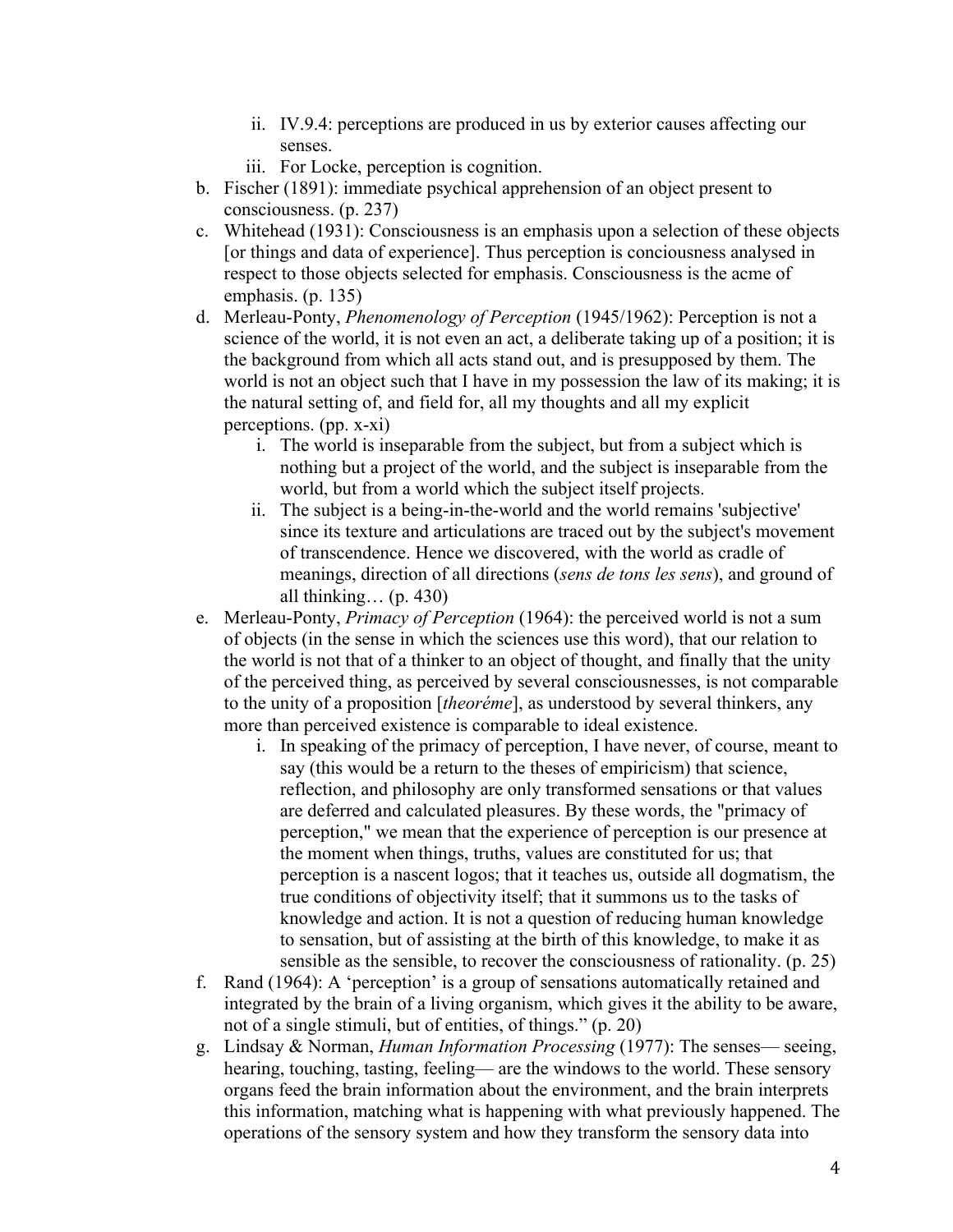ii. IV.9.4: perceptions are produced in us by exterior causes affecting our senses.
   iii. For Locke, perception is cognition.

b. Fischer (1891): immediate psychical apprehension of an object present to consciousness. (p. 237)

c. Whitehead (1931): Consciousness is an emphasis upon a selection of these objects [or things and data of experience]. Thus perception is conciousness analysed in respect to those objects selected for emphasis. Consciousness is the acme of emphasis. (p. 135)

d. Merleau-Ponty, *Phenomenology of Perception* (1945/1962): Perception is not a science of the world, it is not even an act, a deliberate taking up of a position; it is the background from which all acts stand out, and is presupposed by them. The world is not an object such that I have in my possession the law of its making; it is the natural setting of, and field for, all my thoughts and all my explicit perceptions. (pp. x-xi)
   i. The world is inseparable from the subject, but from a subject which is nothing but a project of the world, and the subject is inseparable from the world, but from a world which the subject itself projects.
   ii. The subject is a being-in-the-world and the world remains 'subjective' since its texture and articulations are traced out by the subject's movement of transcendence. Hence we discovered, with the world as cradle of meanings, direction of all directions (*sens de tons les sens*), and ground of all thinking… (p. 430)

e. Merleau-Ponty, *Primacy of Perception* (1964): the perceived world is not a sum of objects (in the sense in which the sciences use this word), that our relation to the world is not that of a thinker to an object of thought, and finally that the unity of the perceived thing, as perceived by several consciousnesses, is not comparable to the unity of a proposition [*theoréme*], as understood by several thinkers, any more than perceived existence is comparable to ideal existence.
   i. In speaking of the primacy of perception, I have never, of course, meant to say (this would be a return to the theses of empiricism) that science, reflection, and philosophy are only transformed sensations or that values are deferred and calculated pleasures. By these words, the "primacy of perception," we mean that the experience of perception is our presence at the moment when things, truths, values are constituted for us; that perception is a nascent logos; that it teaches us, outside all dogmatism, the true conditions of objectivity itself; that it summons us to the tasks of knowledge and action. It is not a question of reducing human knowledge to sensation, but of assisting at the birth of this knowledge, to make it as sensible as the sensible, to recover the consciousness of rationality. (p. 25)

f. Rand (1964): A 'perception' is a group of sensations automatically retained and integrated by the brain of a living organism, which gives it the ability to be aware, not of a single stimuli, but of entities, of things." (p. 20)

g. Lindsay & Norman, *Human Information Processing* (1977): The senses— seeing, hearing, touching, tasting, feeling— are the windows to the world. These sensory organs feed the brain information about the environment, and the brain interprets this information, matching what is happening with what previously happened. The operations of the sensory system and how they transform the sensory data into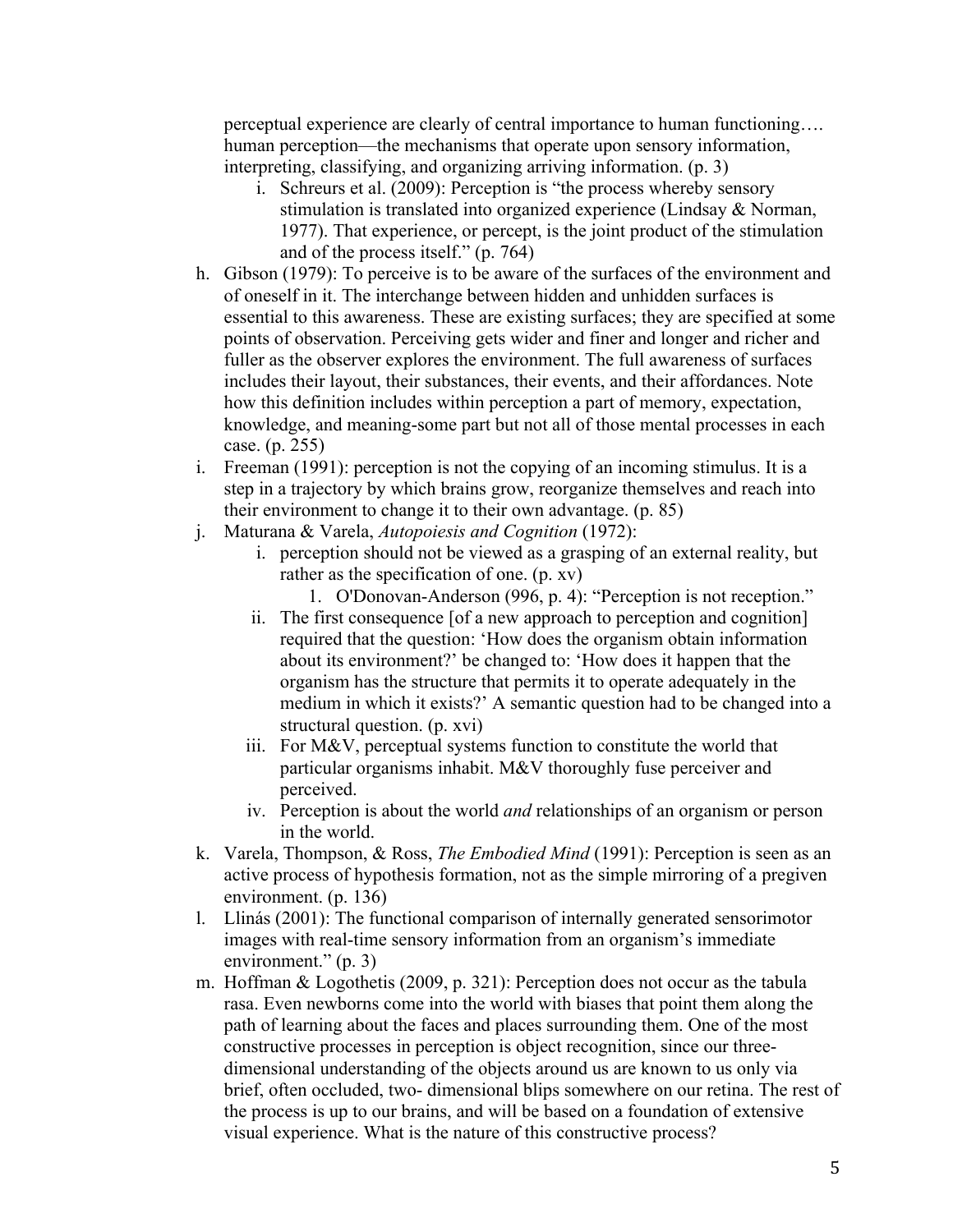perceptual experience are clearly of central importance to human functioning…. human perception—the mechanisms that operate upon sensory information, interpreting, classifying, and organizing arriving information. (p. 3)

   i. Schreurs et al. (2009): Perception is "the process whereby sensory stimulation is translated into organized experience (Lindsay & Norman, 1977). That experience, or percept, is the joint product of the stimulation and of the process itself." (p. 764)

h. Gibson (1979): To perceive is to be aware of the surfaces of the environment and of oneself in it. The interchange between hidden and unhidden surfaces is essential to this awareness. These are existing surfaces; they are specified at some points of observation. Perceiving gets wider and finer and longer and richer and fuller as the observer explores the environment. The full awareness of surfaces includes their layout, their substances, their events, and their affordances. Note how this definition includes within perception a part of memory, expectation, knowledge, and meaning-some part but not all of those mental processes in each case. (p. 255)

i. Freeman (1991): perception is not the copying of an incoming stimulus. It is a step in a trajectory by which brains grow, reorganize themselves and reach into their environment to change it to their own advantage. (p. 85)

j. Maturana & Varela, *Autopoiesis and Cognition* (1972):
   i. perception should not be viewed as a grasping of an external reality, but rather as the specification of one. (p. xv)
      1. O'Donovan-Anderson (996, p. 4): "Perception is not reception."
   ii. The first consequence [of a new approach to perception and cognition] required that the question: 'How does the organism obtain information about its environment?' be changed to: 'How does it happen that the organism has the structure that permits it to operate adequately in the medium in which it exists?' A semantic question had to be changed into a structural question. (p. xvi)
   iii. For M&V, perceptual systems function to constitute the world that particular organisms inhabit. M&V thoroughly fuse perceiver and perceived.
   iv. Perception is about the world *and* relationships of an organism or person in the world.

k. Varela, Thompson, & Ross, *The Embodied Mind* (1991): Perception is seen as an active process of hypothesis formation, not as the simple mirroring of a pregiven environment. (p. 136)

l. Llinás (2001): The functional comparison of internally generated sensorimotor images with real-time sensory information from an organism's immediate environment." (p. 3)

m. Hoffman & Logothetis (2009, p. 321): Perception does not occur as the tabula rasa. Even newborns come into the world with biases that point them along the path of learning about the faces and places surrounding them. One of the most constructive processes in perception is object recognition, since our three-dimensional understanding of the objects around us are known to us only via brief, often occluded, two- dimensional blips somewhere on our retina. The rest of the process is up to our brains, and will be based on a foundation of extensive visual experience. What is the nature of this constructive process?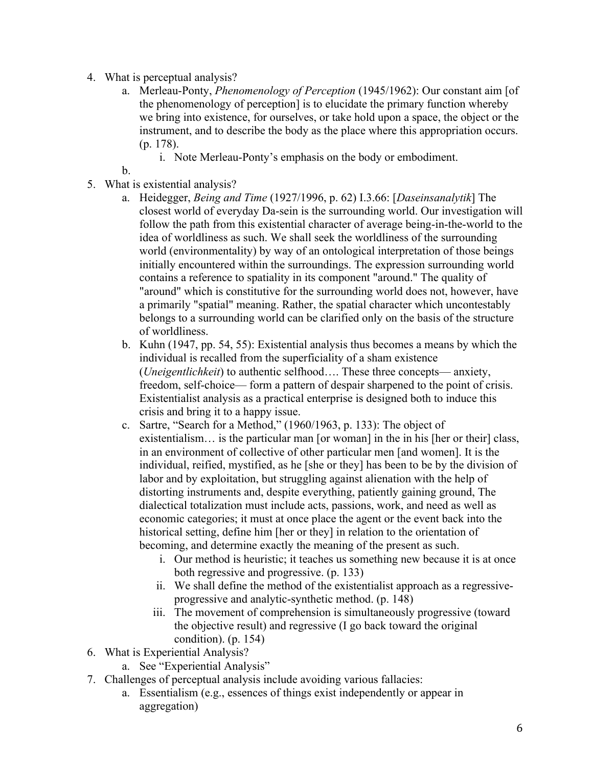4. What is perceptual analysis?
    a. Merleau-Ponty, *Phenomenology of Perception* (1945/1962): Our constant aim [of the phenomenology of perception] is to elucidate the primary function whereby we bring into existence, for ourselves, or take hold upon a space, the object or the instrument, and to describe the body as the place where this appropriation occurs. (p. 178).
        i. Note Merleau-Ponty's emphasis on the body or embodiment.
    b.
5. What is existential analysis?
    a. Heidegger, *Being and Time* (1927/1996, p. 62) I.3.66: [*Daseinsanalytik*] The closest world of everyday Da-sein is the surrounding world. Our investigation will follow the path from this existential character of average being-in-the-world to the idea of worldliness as such. We shall seek the worldliness of the surrounding world (environmentality) by way of an ontological interpretation of those beings initially encountered within the surroundings. The expression surrounding world contains a reference to spatiality in its component "around." The quality of "around" which is constitutive for the surrounding world does not, however, have a primarily "spatial" meaning. Rather, the spatial character which uncontestably belongs to a surrounding world can be clarified only on the basis of the structure of worldliness.
    b. Kuhn (1947, pp. 54, 55): Existential analysis thus becomes a means by which the individual is recalled from the superficiality of a sham existence (*Uneigentlichkeit*) to authentic selfhood…. These three concepts— anxiety, freedom, self-choice— form a pattern of despair sharpened to the point of crisis. Existentialist analysis as a practical enterprise is designed both to induce this crisis and bring it to a happy issue.
    c. Sartre, "Search for a Method," (1960/1963, p. 133): The object of existentialism… is the particular man [or woman] in the in his [her or their] class, in an environment of collective of other particular men [and women]. It is the individual, reified, mystified, as he [she or they] has been to be by the division of labor and by exploitation, but struggling against alienation with the help of distorting instruments and, despite everything, patiently gaining ground, The dialectical totalization must include acts, passions, work, and need as well as economic categories; it must at once place the agent or the event back into the historical setting, define him [her or they] in relation to the orientation of becoming, and determine exactly the meaning of the present as such.
        i. Our method is heuristic; it teaches us something new because it is at once both regressive and progressive. (p. 133)
        ii. We shall define the method of the existentialist approach as a regressive-progressive and analytic-synthetic method. (p. 148)
        iii. The movement of comprehension is simultaneously progressive (toward the objective result) and regressive (I go back toward the original condition). (p. 154)
6. What is Experiential Analysis?
    a. See "Experiential Analysis"
7. Challenges of perceptual analysis include avoiding various fallacies:
    a. Essentialism (e.g., essences of things exist independently or appear in aggregation)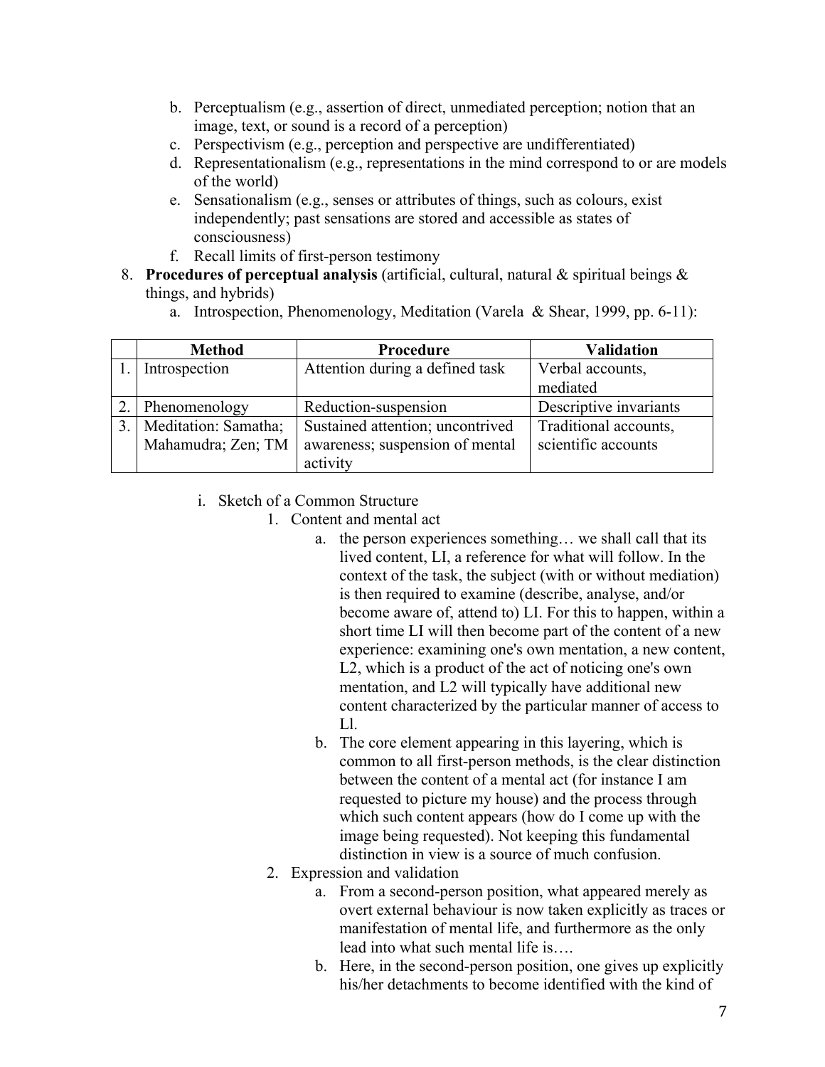b. Perceptualism (e.g., assertion of direct, unmediated perception; notion that an image, text, or sound is a record of a perception)
   c. Perspectivism (e.g., perception and perspective are undifferentiated)
   d. Representationalism (e.g., representations in the mind correspond to or are models of the world)
   e. Sensationalism (e.g., senses or attributes of things, such as colours, exist independently; past sensations are stored and accessible as states of consciousness)
   f. Recall limits of first-person testimony

8. **Procedures of perceptual analysis** (artificial, cultural, natural & spiritual beings & things, and hybrids)
   a. Introspection, Phenomenology, Meditation (Varela & Shear, 1999, pp. 6-11):

| | Method | Procedure | Validation |
|---|---|---|---|
| 1. | Introspection | Attention during a defined task | Verbal accounts, mediated |
| 2. | Phenomenology | Reduction-suspension | Descriptive invariants |
| 3. | Meditation: Samatha; Mahamudra; Zen; TM | Sustained attention; uncontrived awareness; suspension of mental activity | Traditional accounts, scientific accounts |

      i. Sketch of a Common Structure
         1. Content and mental act
            a. the person experiences something… we shall call that its lived content, LI, a reference for what will follow. In the context of the task, the subject (with or without mediation) is then required to examine (describe, analyse, and/or become aware of, attend to) LI. For this to happen, within a short time LI will then become part of the content of a new experience: examining one's own mentation, a new content, L2, which is a product of the act of noticing one's own mentation, and L2 will typically have additional new content characterized by the particular manner of access to Ll.
            b. The core element appearing in this layering, which is common to all first-person methods, is the clear distinction between the content of a mental act (for instance I am requested to picture my house) and the process through which such content appears (how do I come up with the image being requested). Not keeping this fundamental distinction in view is a source of much confusion.
         2. Expression and validation
            a. From a second-person position, what appeared merely as overt external behaviour is now taken explicitly as traces or manifestation of mental life, and furthermore as the only lead into what such mental life is….
            b. Here, in the second-person position, one gives up explicitly his/her detachments to become identified with the kind of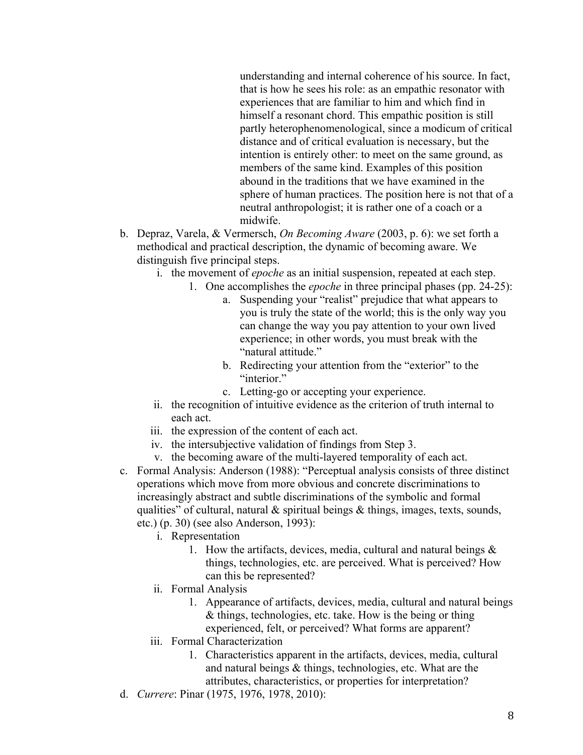understanding and internal coherence of his source. In fact, that is how he sees his role: as an empathic resonator with experiences that are familiar to him and which find in himself a resonant chord. This empathic position is still partly heterophenomenological, since a modicum of critical distance and of critical evaluation is necessary, but the intention is entirely other: to meet on the same ground, as members of the same kind. Examples of this position abound in the traditions that we have examined in the sphere of human practices. The position here is not that of a neutral anthropologist; it is rather one of a coach or a midwife.

b. Depraz, Varela, & Vermersch, *On Becoming Aware* (2003, p. 6): we set forth a methodical and practical description, the dynamic of becoming aware. We distinguish five principal steps.
    i. the movement of *epoche* as an initial suspension, repeated at each step.
        1. One accomplishes the *epoche* in three principal phases (pp. 24-25):
            a. Suspending your "realist" prejudice that what appears to you is truly the state of the world; this is the only way you can change the way you pay attention to your own lived experience; in other words, you must break with the "natural attitude."
            b. Redirecting your attention from the "exterior" to the "interior."
            c. Letting-go or accepting your experience.
    ii. the recognition of intuitive evidence as the criterion of truth internal to each act.
    iii. the expression of the content of each act.
    iv. the intersubjective validation of findings from Step 3.
    v. the becoming aware of the multi-layered temporality of each act.

c. Formal Analysis: Anderson (1988): "Perceptual analysis consists of three distinct operations which move from more obvious and concrete discriminations to increasingly abstract and subtle discriminations of the symbolic and formal qualities" of cultural, natural & spiritual beings & things, images, texts, sounds, etc.) (p. 30) (see also Anderson, 1993):
    i. Representation
        1. How the artifacts, devices, media, cultural and natural beings & things, technologies, etc. are perceived. What is perceived? How can this be represented?
    ii. Formal Analysis
        1. Appearance of artifacts, devices, media, cultural and natural beings & things, technologies, etc. take. How is the being or thing experienced, felt, or perceived? What forms are apparent?
    iii. Formal Characterization
        1. Characteristics apparent in the artifacts, devices, media, cultural and natural beings & things, technologies, etc. What are the attributes, characteristics, or properties for interpretation?

d. *Currere*: Pinar (1975, 1976, 1978, 2010):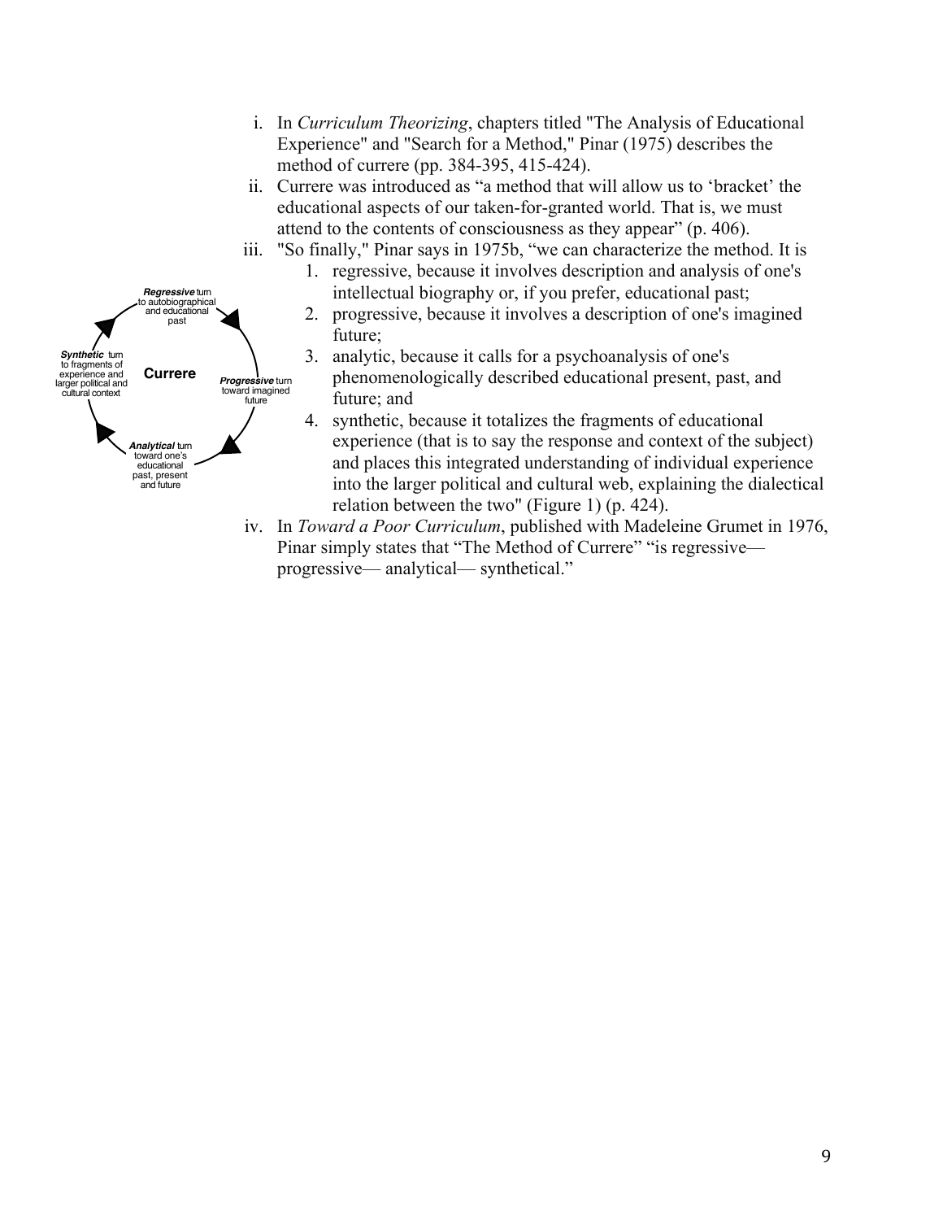i. In *Curriculum Theorizing*, chapters titled "The Analysis of Educational Experience" and "Search for a Method," Pinar (1975) describes the method of currere (pp. 384-395, 415-424).

ii. Currere was introduced as "a method that will allow us to 'bracket' the educational aspects of our taken-for-granted world. That is, we must attend to the contents of consciousness as they appear" (p. 406).

iii. "So finally," Pinar says in 1975b, "we can characterize the method. It is

   1. regressive, because it involves description and analysis of one's intellectual biography or, if you prefer, educational past;
   2. progressive, because it involves a description of one's imagined future;
   3. analytic, because it calls for a psychoanalysis of one's phenomenologically described educational present, past, and future; and
   4. synthetic, because it totalizes the fragments of educational experience (that is to say the response and context of the subject) and places this integrated understanding of individual experience into the larger political and cultural web, explaining the dialectical relation between the two" (Figure 1) (p. 424).

iv. In *Toward a Poor Curriculum*, published with Madeleine Grumet in 1976, Pinar simply states that "The Method of Currere" "is regressive— progressive— analytical— synthetical."

Currere

***Regressive*** turn to autobiographical and educational past

***Progressive*** turn toward imagined future

***Analytical*** turn toward one's educational past, present and future

***Synthetic*** turn to fragments of experience and larger political and cultural context